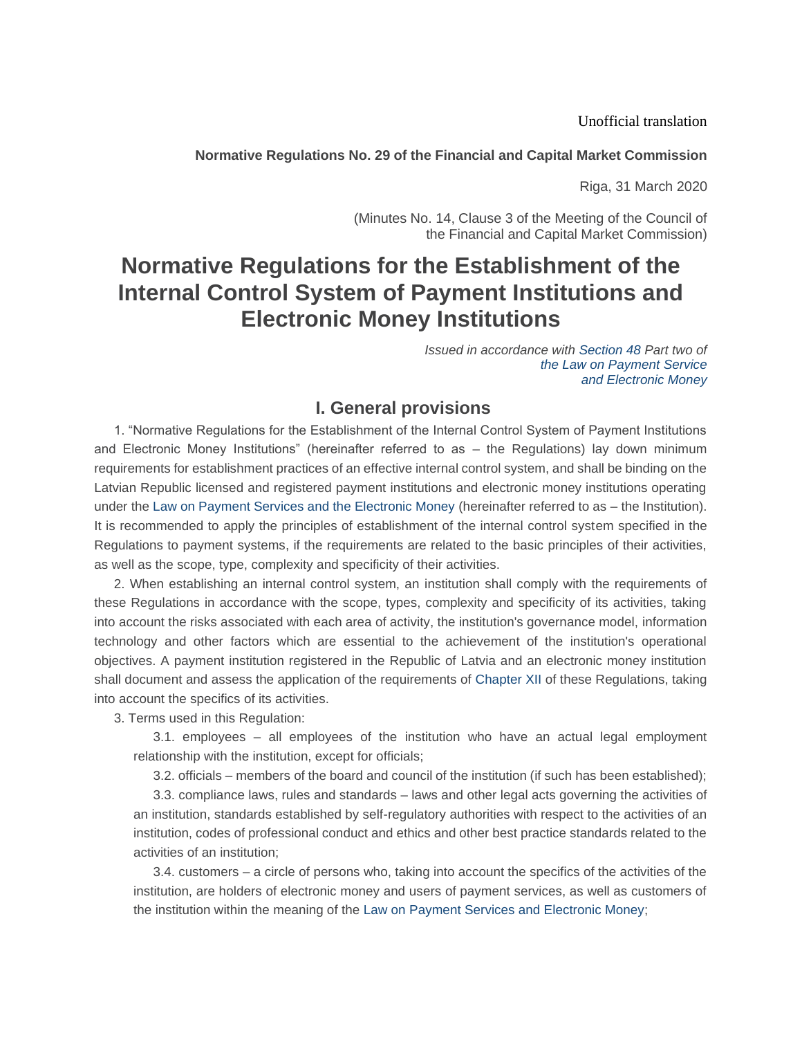Unofficial translation

**Normative Regulations No. 29 of the Financial and Capital Market Commission**

Riga, 31 March 2020

(Minutes No. 14, Clause 3 of the Meeting of the Council of the Financial and Capital Market Commission)

# Normative Regulations for the Establishment of the Internal Control System of Payment Institutions and Electronic Money Institutions

*Issued in accordance with Section 48 Part two of the Law on Payment Service and Electronic Money*

## I. General provisions

1. "Normative Regulations for the Establishment of the Internal Control System of Payment Institutions and Electronic Money Institutions" (hereinafter referred to as – the Regulations) lay down minimum requirements for establishment practices of an effective internal control system, and shall be binding on the Latvian Republic licensed and registered payment institutions and electronic money institutions operating under the Law on Payment Services and the Electronic Money (hereinafter referred to as – the Institution). It is recommended to apply the principles of establishment of the internal control system specified in the Regulations to payment systems, if the requirements are related to the basic principles of their activities, as well as the scope, type, complexity and specificity of their activities.

2. When establishing an internal control system, an institution shall comply with the requirements of these Regulations in accordance with the scope, types, complexity and specificity of its activities, taking into account the risks associated with each area of activity, the institution's governance model, information technology and other factors which are essential to the achievement of the institution's operational objectives. A payment institution registered in the Republic of Latvia and an electronic money institution shall document and assess the application of the requirements of Chapter XII of these Regulations, taking into account the specifics of its activities.

3. Terms used in this Regulation:

3.1. employees – all employees of the institution who have an actual legal employment relationship with the institution, except for officials;

3.2. officials – members of the board and council of the institution (if such has been established);

3.3. compliance laws, rules and standards – laws and other legal acts governing the activities of an institution, standards established by self-regulatory authorities with respect to the activities of an institution, codes of professional conduct and ethics and other best practice standards related to the activities of an institution;

3.4. customers – a circle of persons who, taking into account the specifics of the activities of the institution, are holders of electronic money and users of payment services, as well as customers of the institution within the meaning of the Law on Payment Services and Electronic Money;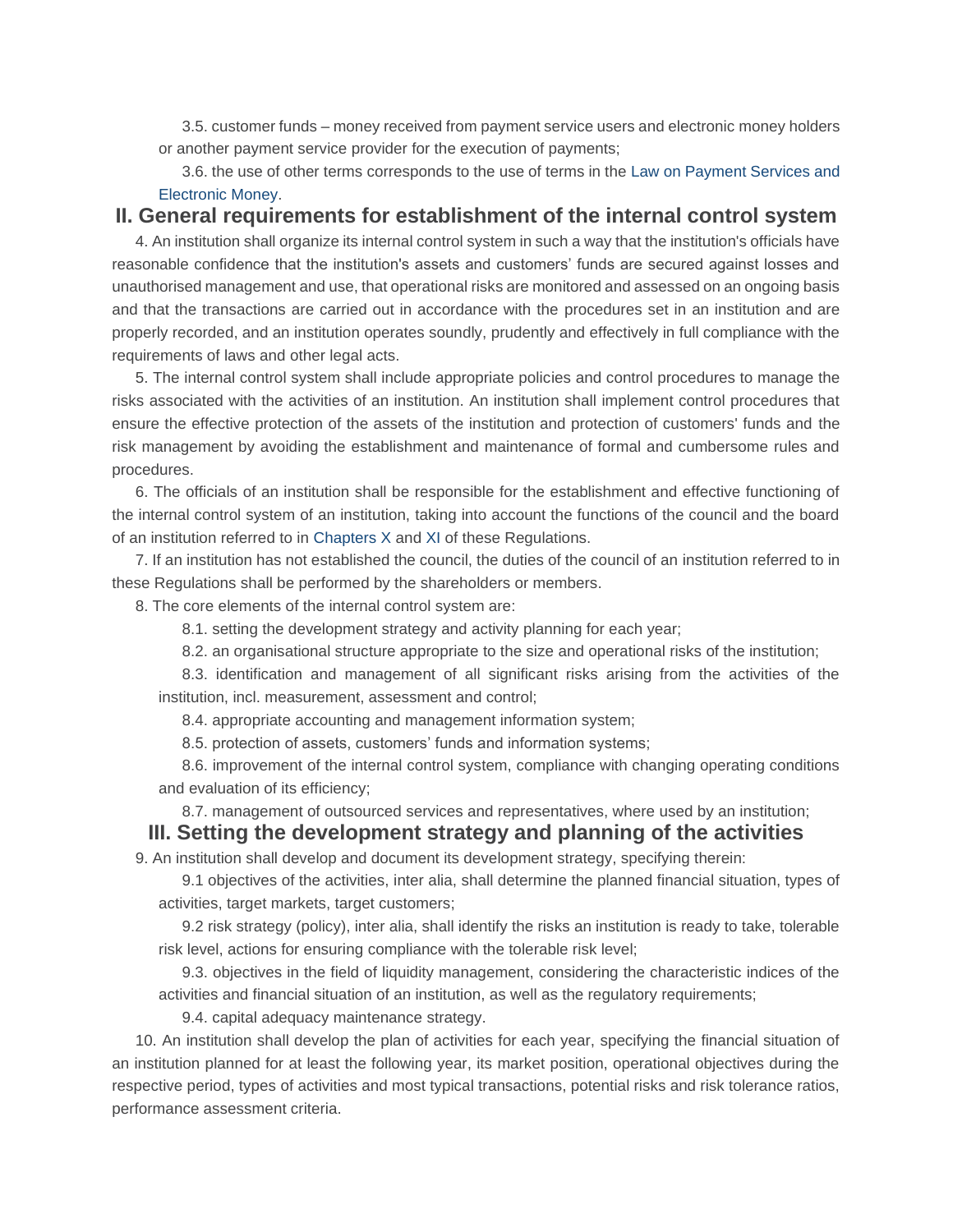3.5. customer funds – money received from payment service users and electronic money holders or another payment service provider for the execution of payments;

3.6. the use of other terms corresponds to the use of terms in the Law on Payment Services and Electronic Money.

## II. General requirements for establishment of the internal control system

4. An institution shall organize its internal control system in such a way that the institution's officials have reasonable confidence that the institution's assets and customers' funds are secured against losses and unauthorised management and use, that operational risks are monitored and assessed on an ongoing basis and that the transactions are carried out in accordance with the procedures set in an institution and are properly recorded, and an institution operates soundly, prudently and effectively in full compliance with the requirements of laws and other legal acts.

5. The internal control system shall include appropriate policies and control procedures to manage the risks associated with the activities of an institution. An institution shall implement control procedures that ensure the effective protection of the assets of the institution and protection of customers' funds and the risk management by avoiding the establishment and maintenance of formal and cumbersome rules and procedures.

6. The officials of an institution shall be responsible for the establishment and effective functioning of the internal control system of an institution, taking into account the functions of the council and the board of an institution referred to in Chapters X and XI of these Regulations.

7. If an institution has not established the council, the duties of the council of an institution referred to in these Regulations shall be performed by the shareholders or members.

8. The core elements of the internal control system are:

8.1. setting the development strategy and activity planning for each year;

8.2. an organisational structure appropriate to the size and operational risks of the institution;

8.3. identification and management of all significant risks arising from the activities of the institution, incl. measurement, assessment and control;

8.4. appropriate accounting and management information system;

8.5. protection of assets, customers' funds and information systems;

8.6. improvement of the internal control system, compliance with changing operating conditions and evaluation of its efficiency;

8.7. management of outsourced services and representatives, where used by an institution;

## III. Setting the development strategy and planning of the activities

9. An institution shall develop and document its development strategy, specifying therein:

9.1 objectives of the activities, inter alia, shall determine the planned financial situation, types of activities, target markets, target customers;

9.2 risk strategy (policy), inter alia, shall identify the risks an institution is ready to take, tolerable risk level, actions for ensuring compliance with the tolerable risk level;

9.3. objectives in the field of liquidity management, considering the characteristic indices of the activities and financial situation of an institution, as well as the regulatory requirements;

9.4. capital adequacy maintenance strategy.

10. An institution shall develop the plan of activities for each year, specifying the financial situation of an institution planned for at least the following year, its market position, operational objectives during the respective period, types of activities and most typical transactions, potential risks and risk tolerance ratios, performance assessment criteria.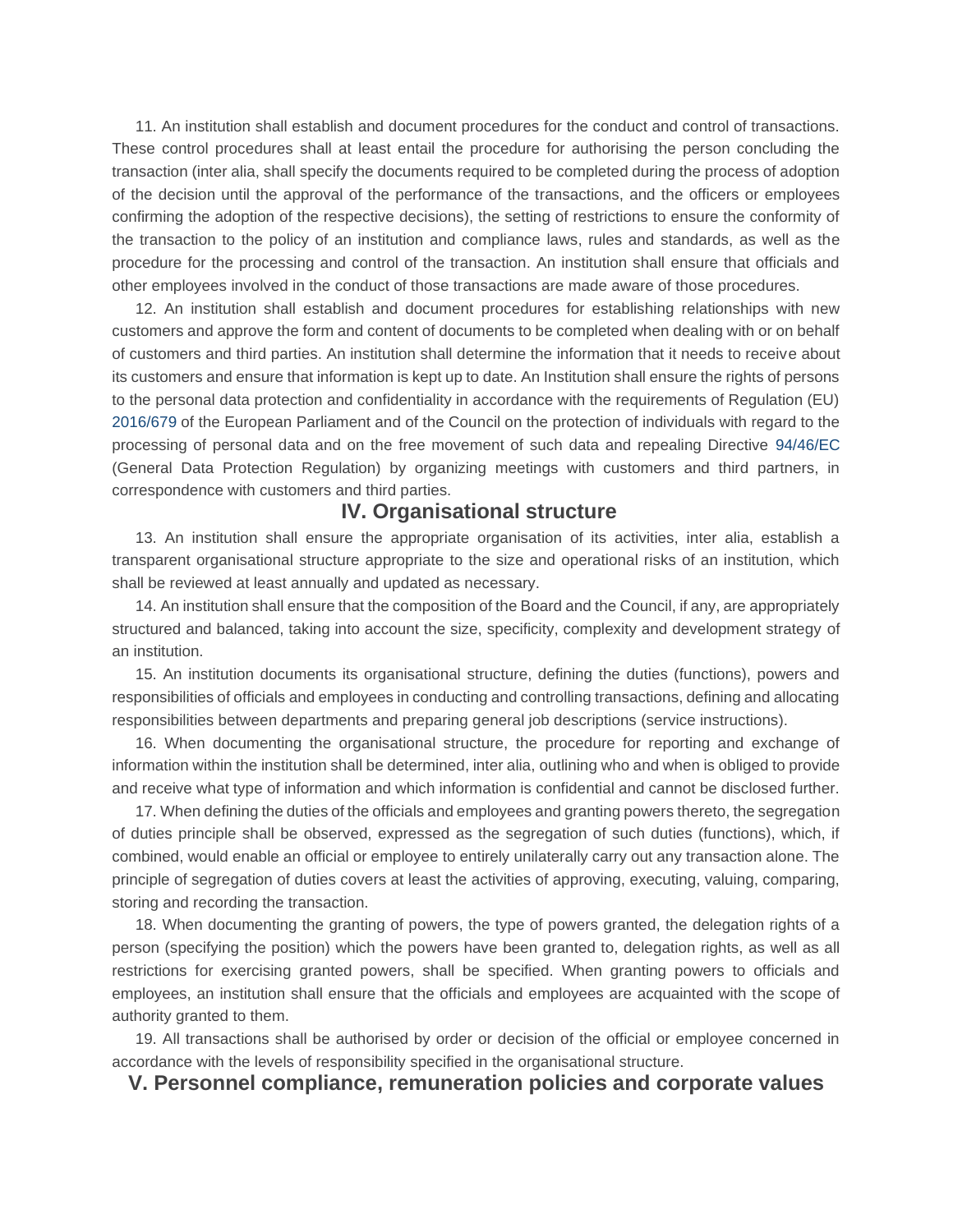11. An institution shall establish and document procedures for the conduct and control of transactions. These control procedures shall at least entail the procedure for authorising the person concluding the transaction (inter alia, shall specify the documents required to be completed during the process of adoption of the decision until the approval of the performance of the transactions, and the officers or employees confirming the adoption of the respective decisions), the setting of restrictions to ensure the conformity of the transaction to the policy of an institution and compliance laws, rules and standards, as well as the procedure for the processing and control of the transaction. An institution shall ensure that officials and other employees involved in the conduct of those transactions are made aware of those procedures.

12. An institution shall establish and document procedures for establishing relationships with new customers and approve the form and content of documents to be completed when dealing with or on behalf of customers and third parties. An institution shall determine the information that it needs to receive about its customers and ensure that information is kept up to date. An Institution shall ensure the rights of persons to the personal data protection and confidentiality in accordance with the requirements of Regulation (EU) 2016/679 of the European Parliament and of the Council on the protection of individuals with regard to the processing of personal data and on the free movement of such data and repealing Directive 94/46/EC (General Data Protection Regulation) by organizing meetings with customers and third partners, in correspondence with customers and third parties.

## IV. Organisational structure

13. An institution shall ensure the appropriate organisation of its activities, inter alia, establish a transparent organisational structure appropriate to the size and operational risks of an institution, which shall be reviewed at least annually and updated as necessary.

14. An institution shall ensure that the composition of the Board and the Council, if any, are appropriately structured and balanced, taking into account the size, specificity, complexity and development strategy of an institution.

15. An institution documents its organisational structure, defining the duties (functions), powers and responsibilities of officials and employees in conducting and controlling transactions, defining and allocating responsibilities between departments and preparing general job descriptions (service instructions).

16. When documenting the organisational structure, the procedure for reporting and exchange of information within the institution shall be determined, inter alia, outlining who and when is obliged to provide and receive what type of information and which information is confidential and cannot be disclosed further.

17. When defining the duties of the officials and employees and granting powers thereto, the segregation of duties principle shall be observed, expressed as the segregation of such duties (functions), which, if combined, would enable an official or employee to entirely unilaterally carry out any transaction alone. The principle of segregation of duties covers at least the activities of approving, executing, valuing, comparing, storing and recording the transaction.

18. When documenting the granting of powers, the type of powers granted, the delegation rights of a person (specifying the position) which the powers have been granted to, delegation rights, as well as all restrictions for exercising granted powers, shall be specified. When granting powers to officials and employees, an institution shall ensure that the officials and employees are acquainted with the scope of authority granted to them.

19. All transactions shall be authorised by order or decision of the official or employee concerned in accordance with the levels of responsibility specified in the organisational structure.

## V. Personnel compliance, remuneration policies and corporate values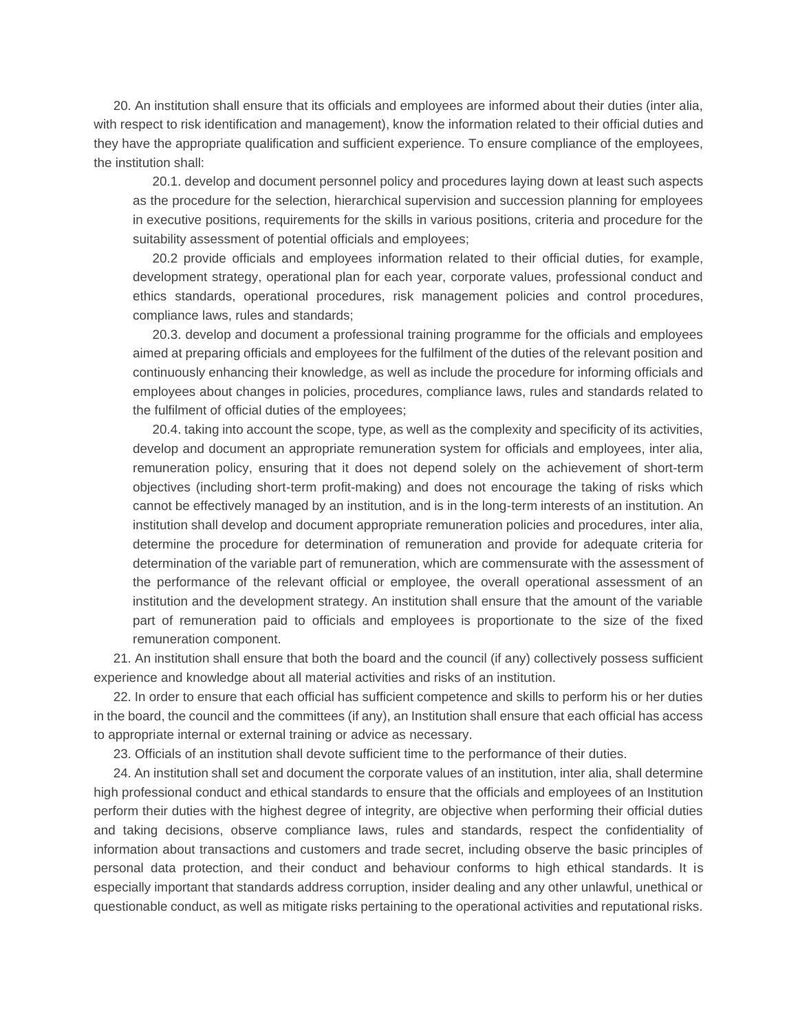20. An institution shall ensure that its officials and employees are informed about their duties (inter alia, with respect to risk identification and management), know the information related to their official duties and they have the appropriate qualification and sufficient experience. To ensure compliance of the employees, the institution shall:

20.1. develop and document personnel policy and procedures laying down at least such aspects as the procedure for the selection, hierarchical supervision and succession planning for employees in executive positions, requirements for the skills in various positions, criteria and procedure for the suitability assessment of potential officials and employees;

20.2 provide officials and employees information related to their official duties, for example, development strategy, operational plan for each year, corporate values, professional conduct and ethics standards, operational procedures, risk management policies and control procedures, compliance laws, rules and standards;

20.3. develop and document a professional training programme for the officials and employees aimed at preparing officials and employees for the fulfilment of the duties of the relevant position and continuously enhancing their knowledge, as well as include the procedure for informing officials and employees about changes in policies, procedures, compliance laws, rules and standards related to the fulfilment of official duties of the employees;

20.4. taking into account the scope, type, as well as the complexity and specificity of its activities, develop and document an appropriate remuneration system for officials and employees, inter alia, remuneration policy, ensuring that it does not depend solely on the achievement of short-term objectives (including short-term profit-making) and does not encourage the taking of risks which cannot be effectively managed by an institution, and is in the long-term interests of an institution. An institution shall develop and document appropriate remuneration policies and procedures, inter alia, determine the procedure for determination of remuneration and provide for adequate criteria for determination of the variable part of remuneration, which are commensurate with the assessment of the performance of the relevant official or employee, the overall operational assessment of an institution and the development strategy. An institution shall ensure that the amount of the variable part of remuneration paid to officials and employees is proportionate to the size of the fixed remuneration component.

21. An institution shall ensure that both the board and the council (if any) collectively possess sufficient experience and knowledge about all material activities and risks of an institution.

22. In order to ensure that each official has sufficient competence and skills to perform his or her duties in the board, the council and the committees (if any), an Institution shall ensure that each official has access to appropriate internal or external training or advice as necessary.

23. Officials of an institution shall devote sufficient time to the performance of their duties.

24. An institution shall set and document the corporate values of an institution, inter alia, shall determine high professional conduct and ethical standards to ensure that the officials and employees of an Institution perform their duties with the highest degree of integrity, are objective when performing their official duties and taking decisions, observe compliance laws, rules and standards, respect the confidentiality of information about transactions and customers and trade secret, including observe the basic principles of personal data protection, and their conduct and behaviour conforms to high ethical standards. It is especially important that standards address corruption, insider dealing and any other unlawful, unethical or questionable conduct, as well as mitigate risks pertaining to the operational activities and reputational risks.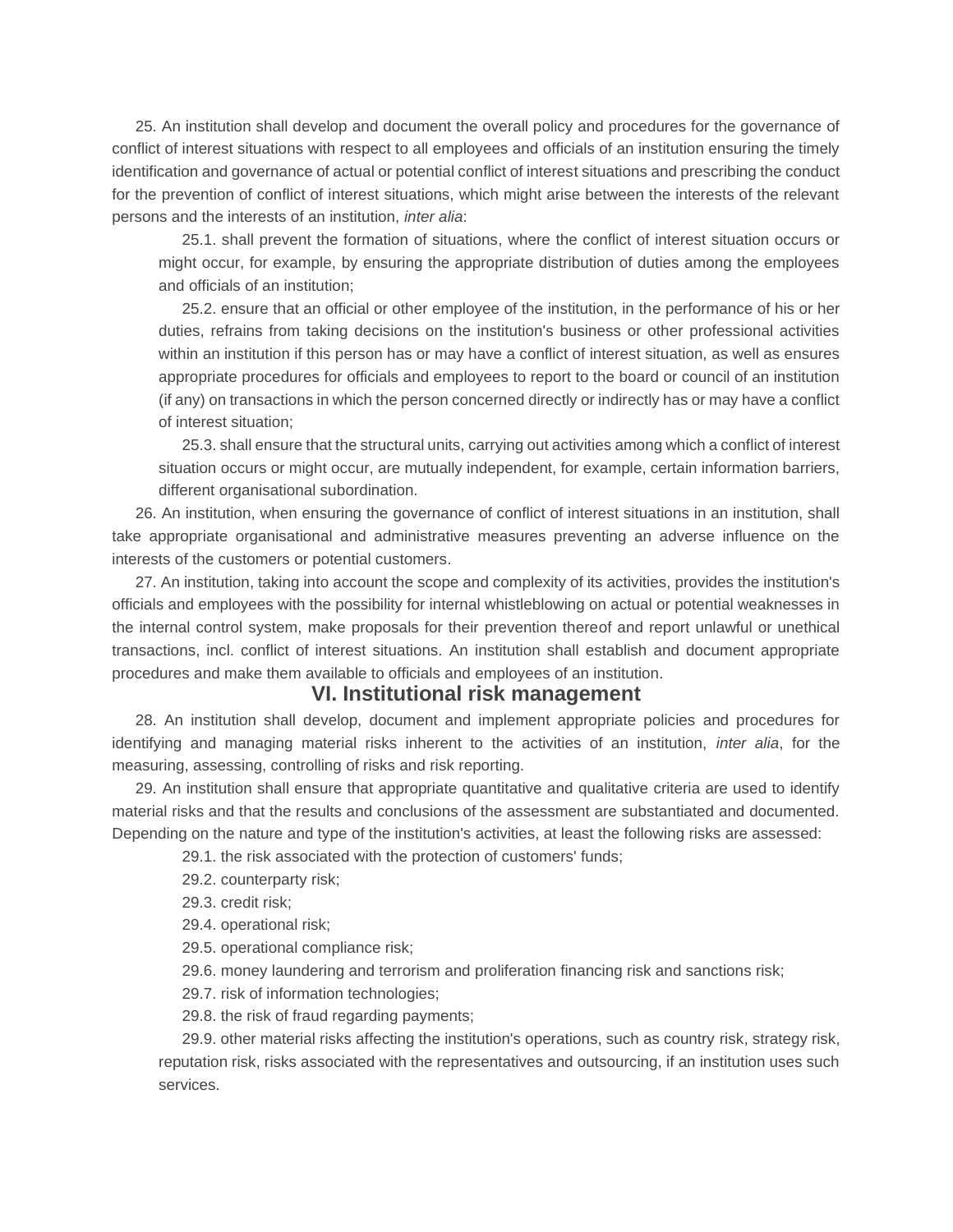25. An institution shall develop and document the overall policy and procedures for the governance of conflict of interest situations with respect to all employees and officials of an institution ensuring the timely identification and governance of actual or potential conflict of interest situations and prescribing the conduct for the prevention of conflict of interest situations, which might arise between the interests of the relevant persons and the interests of an institution, *inter alia*:

25.1. shall prevent the formation of situations, where the conflict of interest situation occurs or might occur, for example, by ensuring the appropriate distribution of duties among the employees and officials of an institution;

25.2. ensure that an official or other employee of the institution, in the performance of his or her duties, refrains from taking decisions on the institution's business or other professional activities within an institution if this person has or may have a conflict of interest situation, as well as ensures appropriate procedures for officials and employees to report to the board or council of an institution (if any) on transactions in which the person concerned directly or indirectly has or may have a conflict of interest situation;

25.3. shall ensure that the structural units, carrying out activities among which a conflict of interest situation occurs or might occur, are mutually independent, for example, certain information barriers, different organisational subordination.

26. An institution, when ensuring the governance of conflict of interest situations in an institution, shall take appropriate organisational and administrative measures preventing an adverse influence on the interests of the customers or potential customers.

27. An institution, taking into account the scope and complexity of its activities, provides the institution's officials and employees with the possibility for internal whistleblowing on actual or potential weaknesses in the internal control system, make proposals for their prevention thereof and report unlawful or unethical transactions, incl. conflict of interest situations. An institution shall establish and document appropriate procedures and make them available to officials and employees of an institution.

## VI. Institutional risk management

28. An institution shall develop, document and implement appropriate policies and procedures for identifying and managing material risks inherent to the activities of an institution, *inter alia*, for the measuring, assessing, controlling of risks and risk reporting.

29. An institution shall ensure that appropriate quantitative and qualitative criteria are used to identify material risks and that the results and conclusions of the assessment are substantiated and documented. Depending on the nature and type of the institution's activities, at least the following risks are assessed:

29.1. the risk associated with the protection of customers' funds;

29.2. counterparty risk;

29.3. credit risk;

29.4. operational risk;

29.5. operational compliance risk;

29.6. money laundering and terrorism and proliferation financing risk and sanctions risk;

29.7. risk of information technologies;

29.8. the risk of fraud regarding payments;

29.9. other material risks affecting the institution's operations, such as country risk, strategy risk, reputation risk, risks associated with the representatives and outsourcing, if an institution uses such services.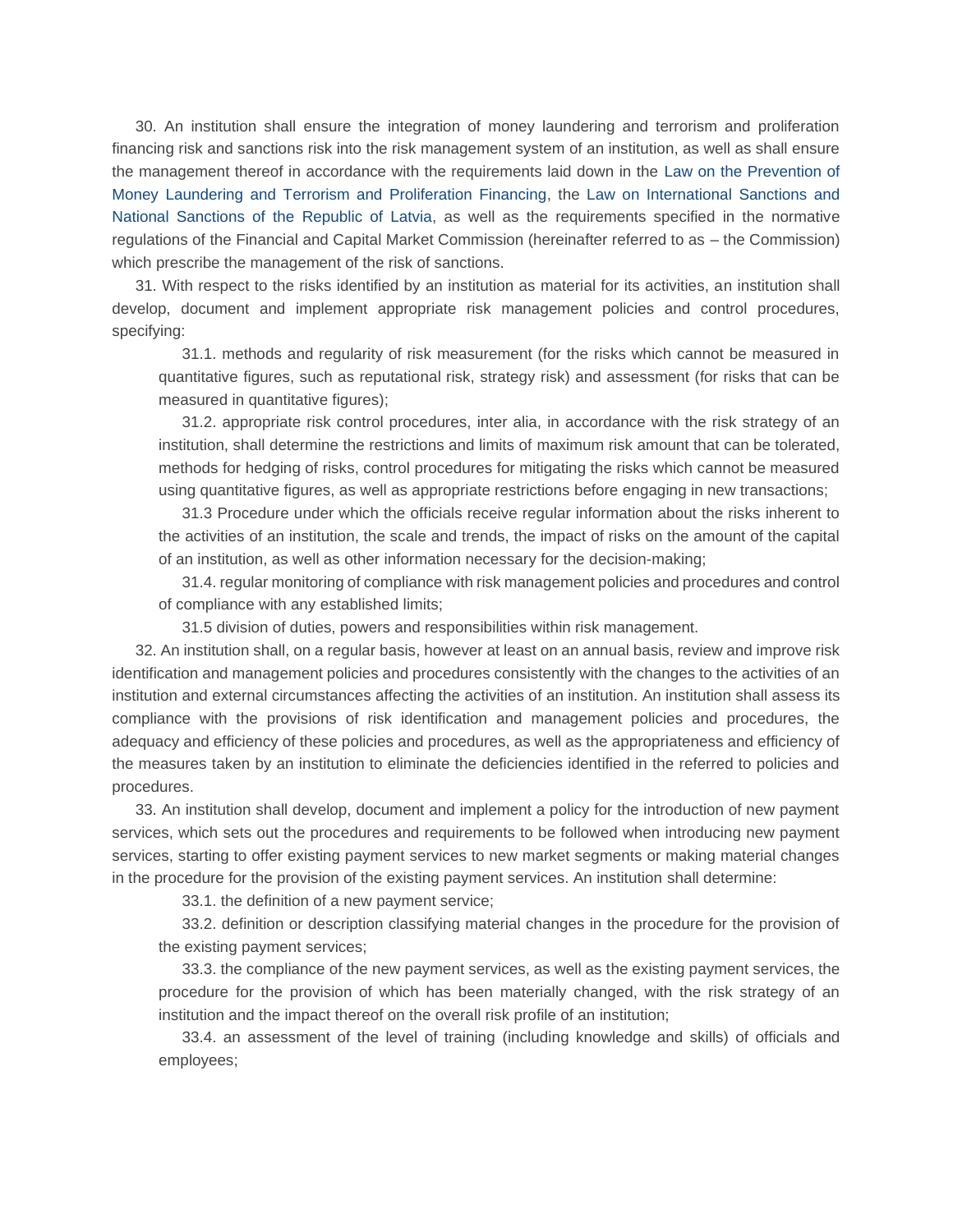30. An institution shall ensure the integration of money laundering and terrorism and proliferation financing risk and sanctions risk into the risk management system of an institution, as well as shall ensure the management thereof in accordance with the requirements laid down in the Law on the Prevention of Money Laundering and Terrorism and Proliferation Financing, the Law on International Sanctions and National Sanctions of the Republic of Latvia, as well as the requirements specified in the normative regulations of the Financial and Capital Market Commission (hereinafter referred to as – the Commission) which prescribe the management of the risk of sanctions.

31. With respect to the risks identified by an institution as material for its activities, an institution shall develop, document and implement appropriate risk management policies and control procedures, specifying:

31.1. methods and regularity of risk measurement (for the risks which cannot be measured in quantitative figures, such as reputational risk, strategy risk) and assessment (for risks that can be measured in quantitative figures);

31.2. appropriate risk control procedures, inter alia, in accordance with the risk strategy of an institution, shall determine the restrictions and limits of maximum risk amount that can be tolerated, methods for hedging of risks, control procedures for mitigating the risks which cannot be measured using quantitative figures, as well as appropriate restrictions before engaging in new transactions;

31.3 Procedure under which the officials receive regular information about the risks inherent to the activities of an institution, the scale and trends, the impact of risks on the amount of the capital of an institution, as well as other information necessary for the decision-making;

31.4. regular monitoring of compliance with risk management policies and procedures and control of compliance with any established limits;

31.5 division of duties, powers and responsibilities within risk management.

32. An institution shall, on a regular basis, however at least on an annual basis, review and improve risk identification and management policies and procedures consistently with the changes to the activities of an institution and external circumstances affecting the activities of an institution. An institution shall assess its compliance with the provisions of risk identification and management policies and procedures, the adequacy and efficiency of these policies and procedures, as well as the appropriateness and efficiency of the measures taken by an institution to eliminate the deficiencies identified in the referred to policies and procedures.

33. An institution shall develop, document and implement a policy for the introduction of new payment services, which sets out the procedures and requirements to be followed when introducing new payment services, starting to offer existing payment services to new market segments or making material changes in the procedure for the provision of the existing payment services. An institution shall determine:

33.1. the definition of a new payment service;

33.2. definition or description classifying material changes in the procedure for the provision of the existing payment services;

33.3. the compliance of the new payment services, as well as the existing payment services, the procedure for the provision of which has been materially changed, with the risk strategy of an institution and the impact thereof on the overall risk profile of an institution;

33.4. an assessment of the level of training (including knowledge and skills) of officials and employees;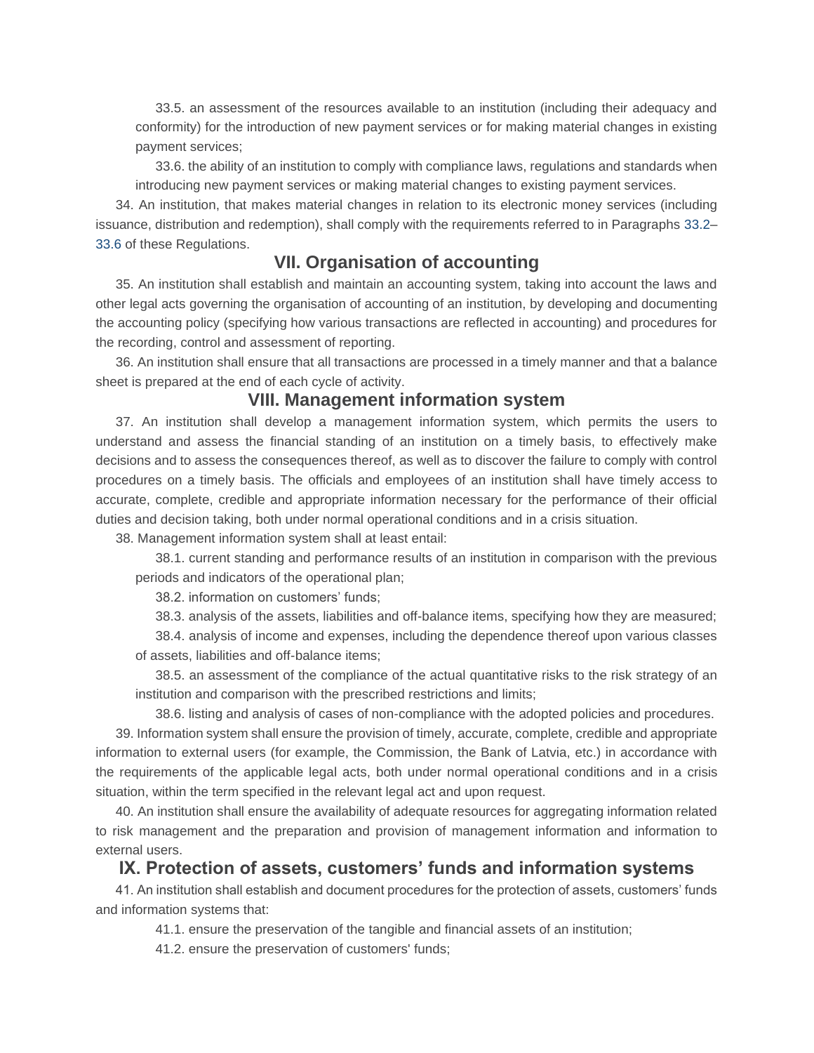33.5. an assessment of the resources available to an institution (including their adequacy and conformity) for the introduction of new payment services or for making material changes in existing payment services;

33.6. the ability of an institution to comply with compliance laws, regulations and standards when introducing new payment services or making material changes to existing payment services.

34. An institution, that makes material changes in relation to its electronic money services (including issuance, distribution and redemption), shall comply with the requirements referred to in Paragraphs 33.2–33.6 of these Regulations.

## VII. Organisation of accounting

35. An institution shall establish and maintain an accounting system, taking into account the laws and other legal acts governing the organisation of accounting of an institution, by developing and documenting the accounting policy (specifying how various transactions are reflected in accounting) and procedures for the recording, control and assessment of reporting.

36. An institution shall ensure that all transactions are processed in a timely manner and that a balance sheet is prepared at the end of each cycle of activity.

## VIII. Management information system

37. An institution shall develop a management information system, which permits the users to understand and assess the financial standing of an institution on a timely basis, to effectively make decisions and to assess the consequences thereof, as well as to discover the failure to comply with control procedures on a timely basis. The officials and employees of an institution shall have timely access to accurate, complete, credible and appropriate information necessary for the performance of their official duties and decision taking, both under normal operational conditions and in a crisis situation.

38. Management information system shall at least entail:

38.1. current standing and performance results of an institution in comparison with the previous periods and indicators of the operational plan;

38.2. information on customers' funds;

38.3. analysis of the assets, liabilities and off-balance items, specifying how they are measured;

38.4. analysis of income and expenses, including the dependence thereof upon various classes of assets, liabilities and off-balance items;

38.5. an assessment of the compliance of the actual quantitative risks to the risk strategy of an institution and comparison with the prescribed restrictions and limits;

38.6. listing and analysis of cases of non-compliance with the adopted policies and procedures.

39. Information system shall ensure the provision of timely, accurate, complete, credible and appropriate information to external users (for example, the Commission, the Bank of Latvia, etc.) in accordance with the requirements of the applicable legal acts, both under normal operational conditions and in a crisis situation, within the term specified in the relevant legal act and upon request.

40. An institution shall ensure the availability of adequate resources for aggregating information related to risk management and the preparation and provision of management information and information to external users.

## IX. Protection of assets, customers' funds and information systems

41. An institution shall establish and document procedures for the protection of assets, customers' funds and information systems that:

41.1. ensure the preservation of the tangible and financial assets of an institution;

41.2. ensure the preservation of customers' funds;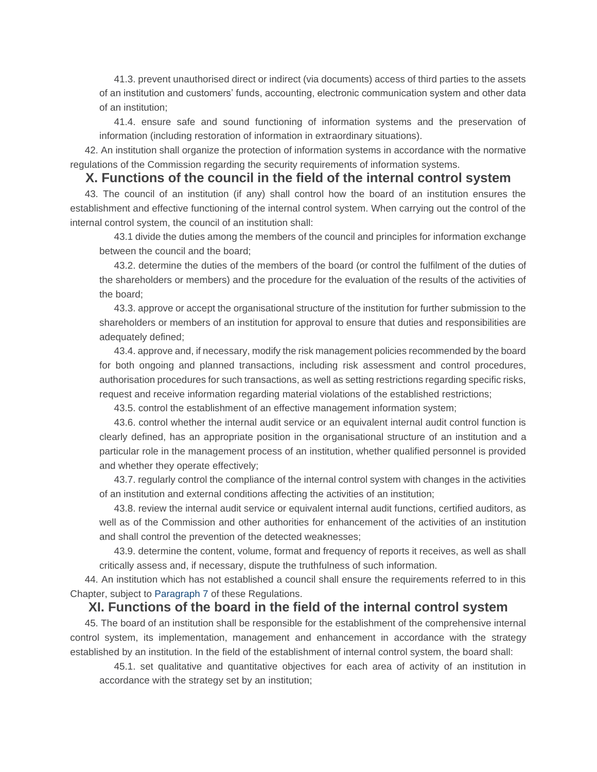41.3. prevent unauthorised direct or indirect (via documents) access of third parties to the assets of an institution and customers' funds, accounting, electronic communication system and other data of an institution;

41.4. ensure safe and sound functioning of information systems and the preservation of information (including restoration of information in extraordinary situations).

42. An institution shall organize the protection of information systems in accordance with the normative regulations of the Commission regarding the security requirements of information systems.

## X. Functions of the council in the field of the internal control system

43. The council of an institution (if any) shall control how the board of an institution ensures the establishment and effective functioning of the internal control system. When carrying out the control of the internal control system, the council of an institution shall:

43.1 divide the duties among the members of the council and principles for information exchange between the council and the board;

43.2. determine the duties of the members of the board (or control the fulfilment of the duties of the shareholders or members) and the procedure for the evaluation of the results of the activities of the board;

43.3. approve or accept the organisational structure of the institution for further submission to the shareholders or members of an institution for approval to ensure that duties and responsibilities are adequately defined;

43.4. approve and, if necessary, modify the risk management policies recommended by the board for both ongoing and planned transactions, including risk assessment and control procedures, authorisation procedures for such transactions, as well as setting restrictions regarding specific risks, request and receive information regarding material violations of the established restrictions;

43.5. control the establishment of an effective management information system;

43.6. control whether the internal audit service or an equivalent internal audit control function is clearly defined, has an appropriate position in the organisational structure of an institution and a particular role in the management process of an institution, whether qualified personnel is provided and whether they operate effectively;

43.7. regularly control the compliance of the internal control system with changes in the activities of an institution and external conditions affecting the activities of an institution;

43.8. review the internal audit service or equivalent internal audit functions, certified auditors, as well as of the Commission and other authorities for enhancement of the activities of an institution and shall control the prevention of the detected weaknesses;

43.9. determine the content, volume, format and frequency of reports it receives, as well as shall critically assess and, if necessary, dispute the truthfulness of such information.

44. An institution which has not established a council shall ensure the requirements referred to in this Chapter, subject to Paragraph 7 of these Regulations.

## XI. Functions of the board in the field of the internal control system

45. The board of an institution shall be responsible for the establishment of the comprehensive internal control system, its implementation, management and enhancement in accordance with the strategy established by an institution. In the field of the establishment of internal control system, the board shall:

45.1. set qualitative and quantitative objectives for each area of activity of an institution in accordance with the strategy set by an institution;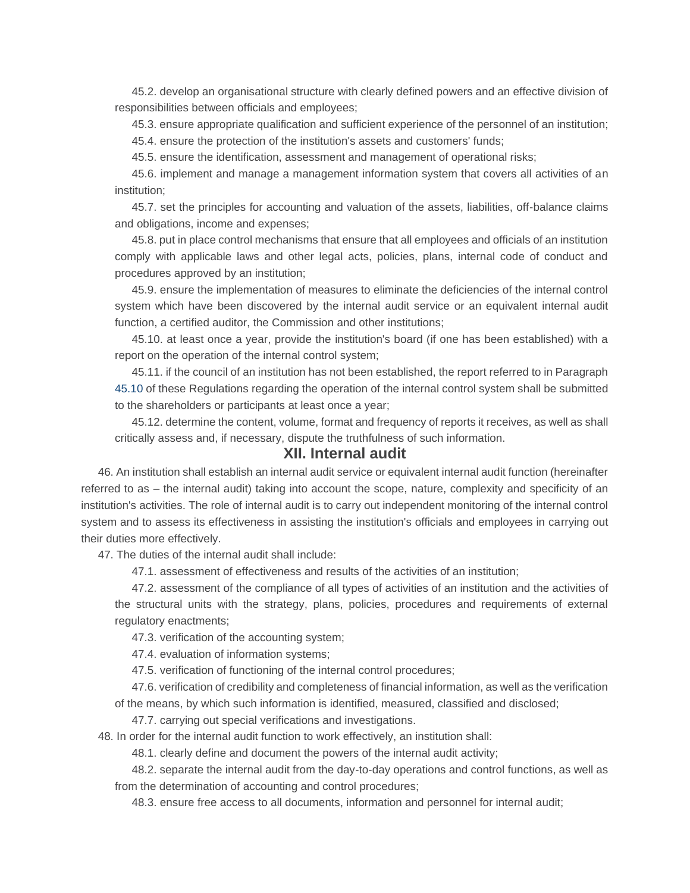45.2. develop an organisational structure with clearly defined powers and an effective division of responsibilities between officials and employees;

45.3. ensure appropriate qualification and sufficient experience of the personnel of an institution;

45.4. ensure the protection of the institution's assets and customers' funds;

45.5. ensure the identification, assessment and management of operational risks;

45.6. implement and manage a management information system that covers all activities of an institution;

45.7. set the principles for accounting and valuation of the assets, liabilities, off-balance claims and obligations, income and expenses;

45.8. put in place control mechanisms that ensure that all employees and officials of an institution comply with applicable laws and other legal acts, policies, plans, internal code of conduct and procedures approved by an institution;

45.9. ensure the implementation of measures to eliminate the deficiencies of the internal control system which have been discovered by the internal audit service or an equivalent internal audit function, a certified auditor, the Commission and other institutions;

45.10. at least once a year, provide the institution's board (if one has been established) with a report on the operation of the internal control system;

45.11. if the council of an institution has not been established, the report referred to in Paragraph 45.10 of these Regulations regarding the operation of the internal control system shall be submitted to the shareholders or participants at least once a year;

45.12. determine the content, volume, format and frequency of reports it receives, as well as shall critically assess and, if necessary, dispute the truthfulness of such information.

## XII. Internal audit

46. An institution shall establish an internal audit service or equivalent internal audit function (hereinafter referred to as – the internal audit) taking into account the scope, nature, complexity and specificity of an institution's activities. The role of internal audit is to carry out independent monitoring of the internal control system and to assess its effectiveness in assisting the institution's officials and employees in carrying out their duties more effectively.

47. The duties of the internal audit shall include:

47.1. assessment of effectiveness and results of the activities of an institution;

47.2. assessment of the compliance of all types of activities of an institution and the activities of the structural units with the strategy, plans, policies, procedures and requirements of external regulatory enactments;

47.3. verification of the accounting system;

47.4. evaluation of information systems;

47.5. verification of functioning of the internal control procedures;

47.6. verification of credibility and completeness of financial information, as well as the verification of the means, by which such information is identified, measured, classified and disclosed;

47.7. carrying out special verifications and investigations.

48. In order for the internal audit function to work effectively, an institution shall:

48.1. clearly define and document the powers of the internal audit activity;

48.2. separate the internal audit from the day-to-day operations and control functions, as well as from the determination of accounting and control procedures;

48.3. ensure free access to all documents, information and personnel for internal audit;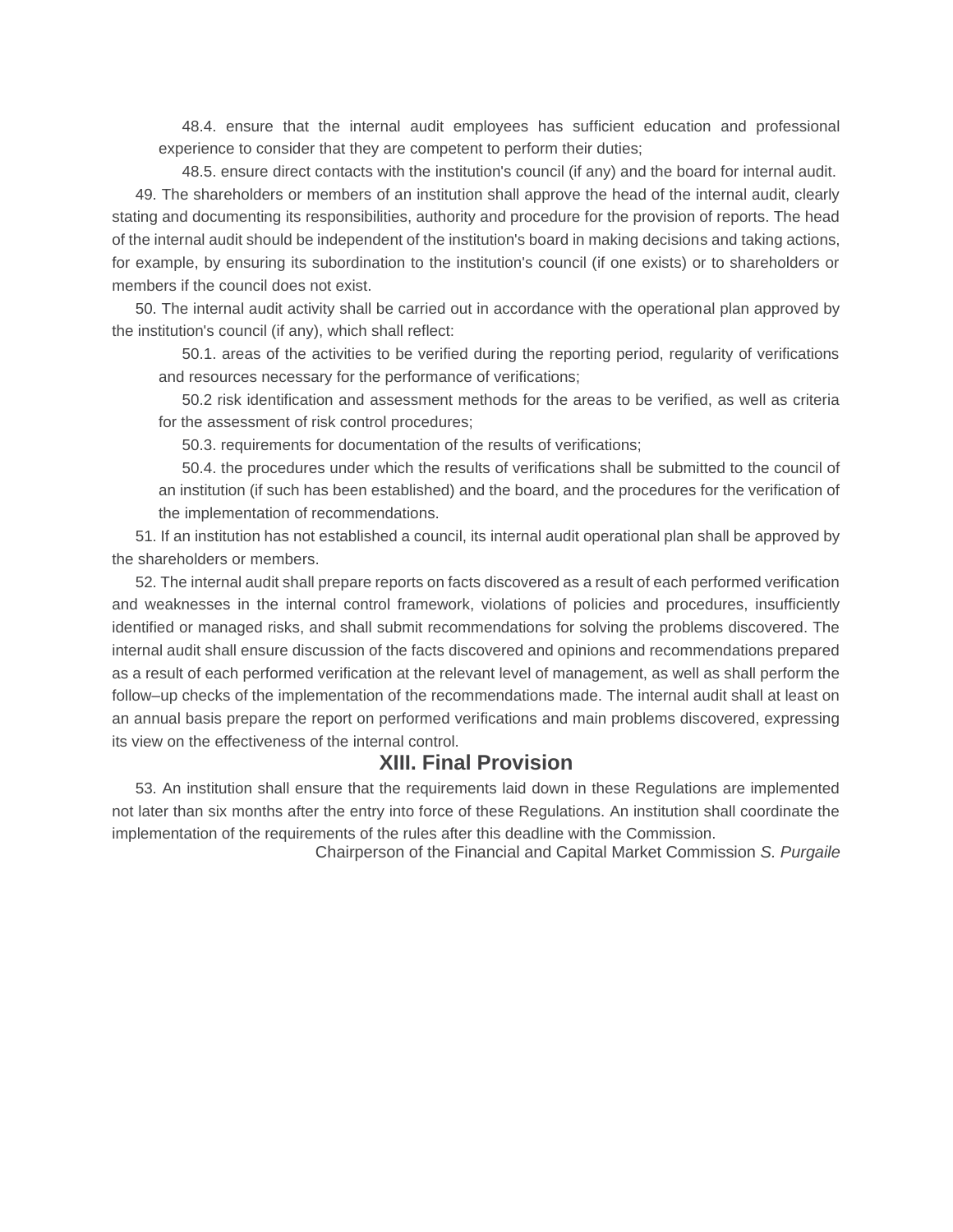48.4. ensure that the internal audit employees has sufficient education and professional experience to consider that they are competent to perform their duties;

48.5. ensure direct contacts with the institution's council (if any) and the board for internal audit.

49. The shareholders or members of an institution shall approve the head of the internal audit, clearly stating and documenting its responsibilities, authority and procedure for the provision of reports. The head of the internal audit should be independent of the institution's board in making decisions and taking actions, for example, by ensuring its subordination to the institution's council (if one exists) or to shareholders or members if the council does not exist.

50. The internal audit activity shall be carried out in accordance with the operational plan approved by the institution's council (if any), which shall reflect:

50.1. areas of the activities to be verified during the reporting period, regularity of verifications and resources necessary for the performance of verifications;

50.2 risk identification and assessment methods for the areas to be verified, as well as criteria for the assessment of risk control procedures;

50.3. requirements for documentation of the results of verifications;

50.4. the procedures under which the results of verifications shall be submitted to the council of an institution (if such has been established) and the board, and the procedures for the verification of the implementation of recommendations.

51. If an institution has not established a council, its internal audit operational plan shall be approved by the shareholders or members.

52. The internal audit shall prepare reports on facts discovered as a result of each performed verification and weaknesses in the internal control framework, violations of policies and procedures, insufficiently identified or managed risks, and shall submit recommendations for solving the problems discovered. The internal audit shall ensure discussion of the facts discovered and opinions and recommendations prepared as a result of each performed verification at the relevant level of management, as well as shall perform the follow–up checks of the implementation of the recommendations made. The internal audit shall at least on an annual basis prepare the report on performed verifications and main problems discovered, expressing its view on the effectiveness of the internal control.

## XIII. Final Provision

53. An institution shall ensure that the requirements laid down in these Regulations are implemented not later than six months after the entry into force of these Regulations. An institution shall coordinate the implementation of the requirements of the rules after this deadline with the Commission.

Chairperson of the Financial and Capital Market Commission *S. Purgaile*